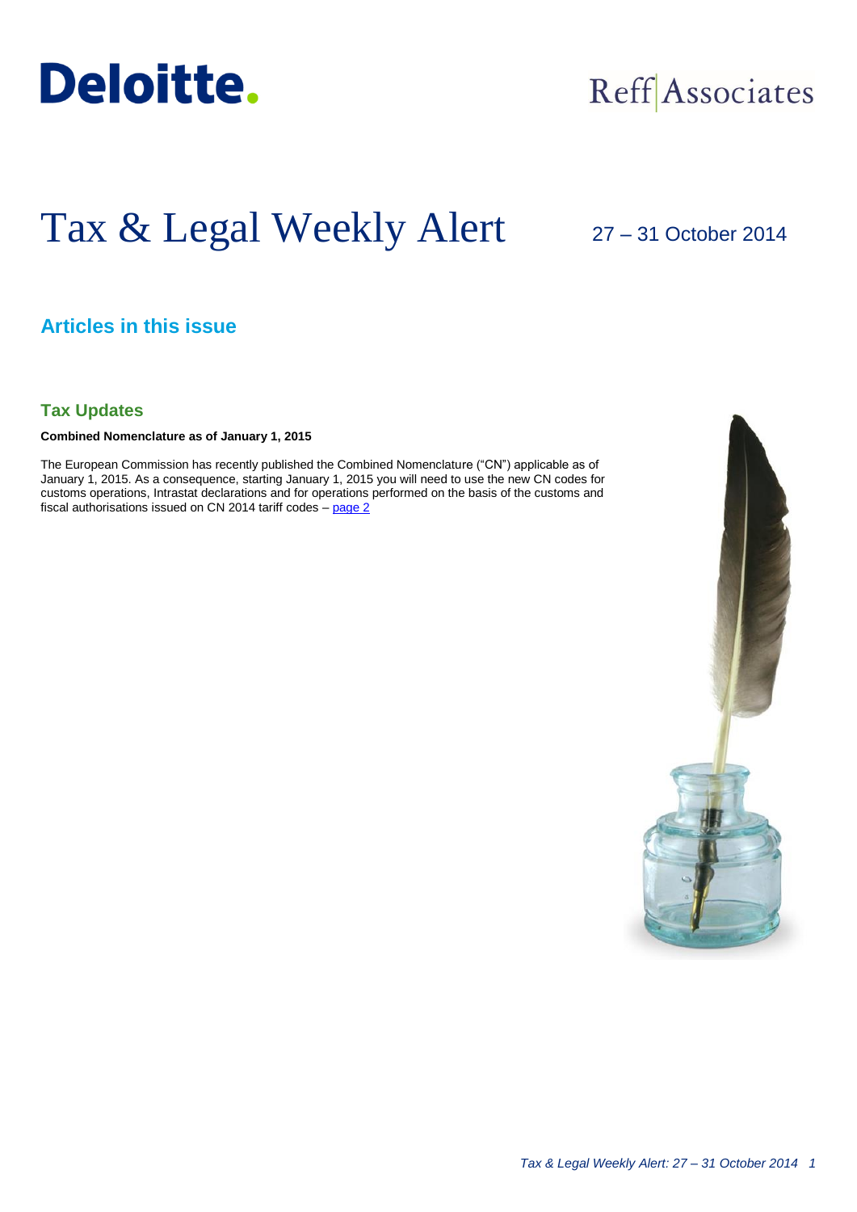Deloitte.

Reff Associates

# Tax & Legal Weekly Alert

27 – 31 October 2014

## Articles in this issue

### Tax Updates

**Combined Nomenclature as of January 1, 2015**

The European Commission has recently published the Combined Nomenclature ("CN") applicable as of January 1, 2015. As a consequence, starting January 1, 2015 you will need to use the new CN codes for customs operations, Intrastat declarations and for operations performed on the basis of the customs and fiscal authorisations issued on CN 2014 tariff codes – page 2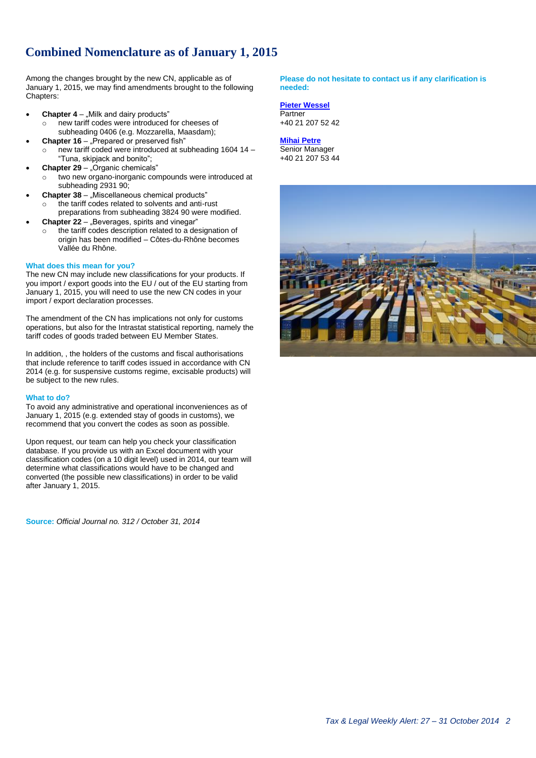# Combined Nomenclature as of January 1, 2015

Among the changes brought by the new CN, applicable as of January 1, 2015, we may find amendments brought to the following Chapters:

- **Chapter 4** – „Milk and dairy products"
  - new tariff codes were introduced for cheeses of subheading 0406 (e.g. Mozzarella, Maasdam);
- **Chapter 16** – „Prepared or preserved fish"
  - new tariff coded were introduced at subheading 1604 14 – "Tuna, skipjack and bonito";
- **Chapter 29** – „Organic chemicals"
  - two new organo-inorganic compounds were introduced at subheading 2931 90;
- **Chapter 38** – „Miscellaneous chemical products"
  - the tariff codes related to solvents and anti-rust preparations from subheading 3824 90 were modified.
- **Chapter 22** – „Beverages, spirits and vinegar"
  - the tariff codes description related to a designation of origin has been modified – Côtes-du-Rhône becomes Vallée du Rhône.

### What does this mean for you?

The new CN may include new classifications for your products. If you import / export goods into the EU / out of the EU starting from January 1, 2015, you will need to use the new CN codes in your import / export declaration processes.

The amendment of the CN has implications not only for customs operations, but also for the Intrastat statistical reporting, namely the tariff codes of goods traded between EU Member States.

In addition, , the holders of the customs and fiscal authorisations that include reference to tariff codes issued in accordance with CN 2014 (e.g. for suspensive customs regime, excisable products) will be subject to the new rules.

### What to do?

To avoid any administrative and operational inconveniences as of January 1, 2015 (e.g. extended stay of goods in customs), we recommend that you convert the codes as soon as possible.

Upon request, our team can help you check your classification database. If you provide us with an Excel document with your classification codes (on a 10 digit level) used in 2014, our team will determine what classifications would have to be changed and converted (the possible new classifications) in order to be valid after January 1, 2015.

**Source:** *Official Journal no. 312 / October 31, 2014*

**Please do not hesitate to contact us if any clarification is needed:**

**Pieter Wessel**
Partner
+40 21 207 52 42

**Mihai Petre**
Senior Manager
+40 21 207 53 44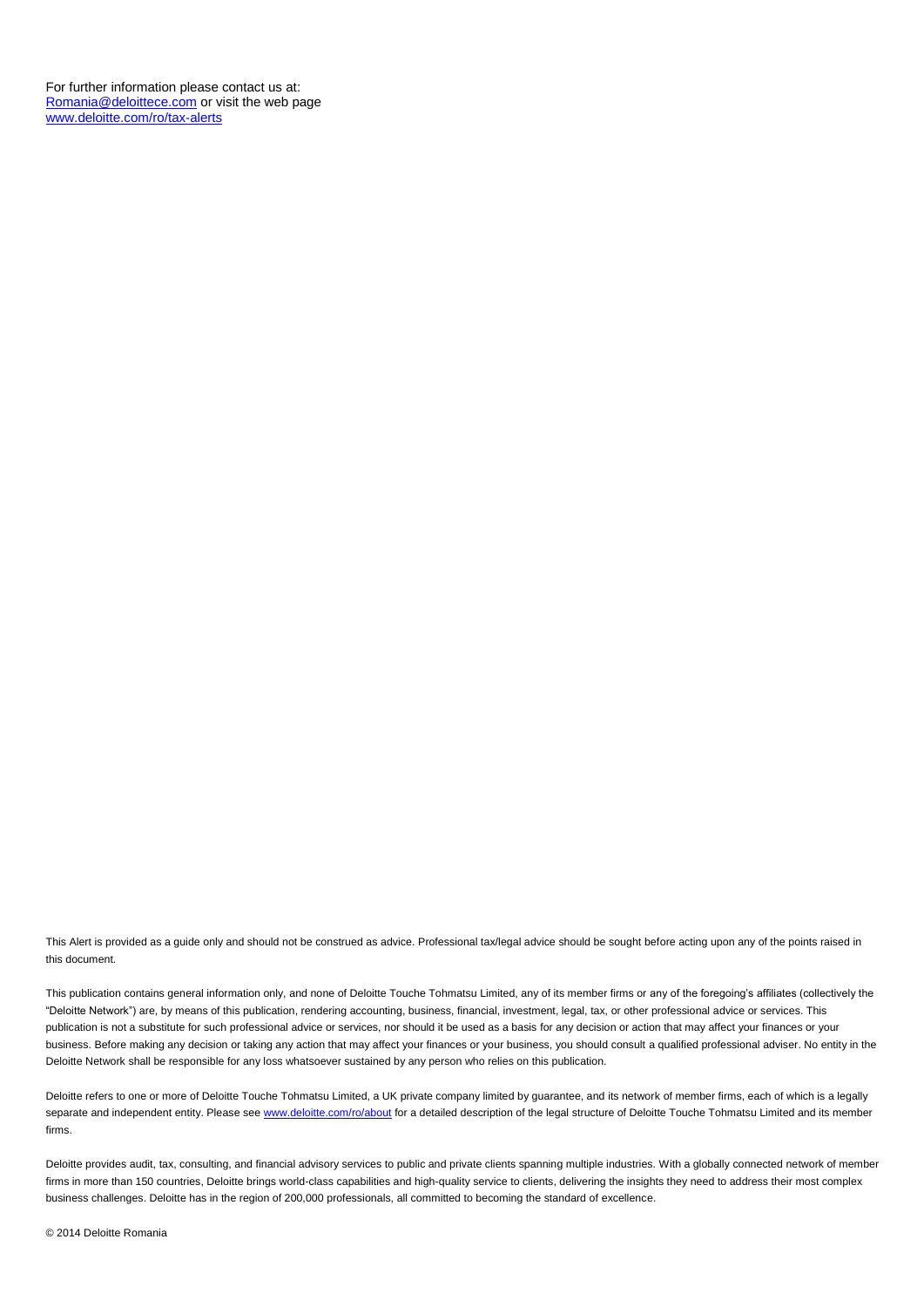For further information please contact us at:
[Romania@deloittece.com](mailto:Romania@deloittece.com) or visit the web page
[www.deloitte.com/ro/tax-alerts](http://www.deloitte.com/ro/tax-alerts)

This Alert is provided as a guide only and should not be construed as advice. Professional tax/legal advice should be sought before acting upon any of the points raised in this document.

This publication contains general information only, and none of Deloitte Touche Tohmatsu Limited, any of its member firms or any of the foregoing's affiliates (collectively the "Deloitte Network") are, by means of this publication, rendering accounting, business, financial, investment, legal, tax, or other professional advice or services. This publication is not a substitute for such professional advice or services, nor should it be used as a basis for any decision or action that may affect your finances or your business. Before making any decision or taking any action that may affect your finances or your business, you should consult a qualified professional adviser. No entity in the Deloitte Network shall be responsible for any loss whatsoever sustained by any person who relies on this publication.

Deloitte refers to one or more of Deloitte Touche Tohmatsu Limited, a UK private company limited by guarantee, and its network of member firms, each of which is a legally separate and independent entity. Please see [www.deloitte.com/ro/about](http://www.deloitte.com/ro/about) for a detailed description of the legal structure of Deloitte Touche Tohmatsu Limited and its member firms.

Deloitte provides audit, tax, consulting, and financial advisory services to public and private clients spanning multiple industries. With a globally connected network of member firms in more than 150 countries, Deloitte brings world-class capabilities and high-quality service to clients, delivering the insights they need to address their most complex business challenges. Deloitte has in the region of 200,000 professionals, all committed to becoming the standard of excellence.

© 2014 Deloitte Romania